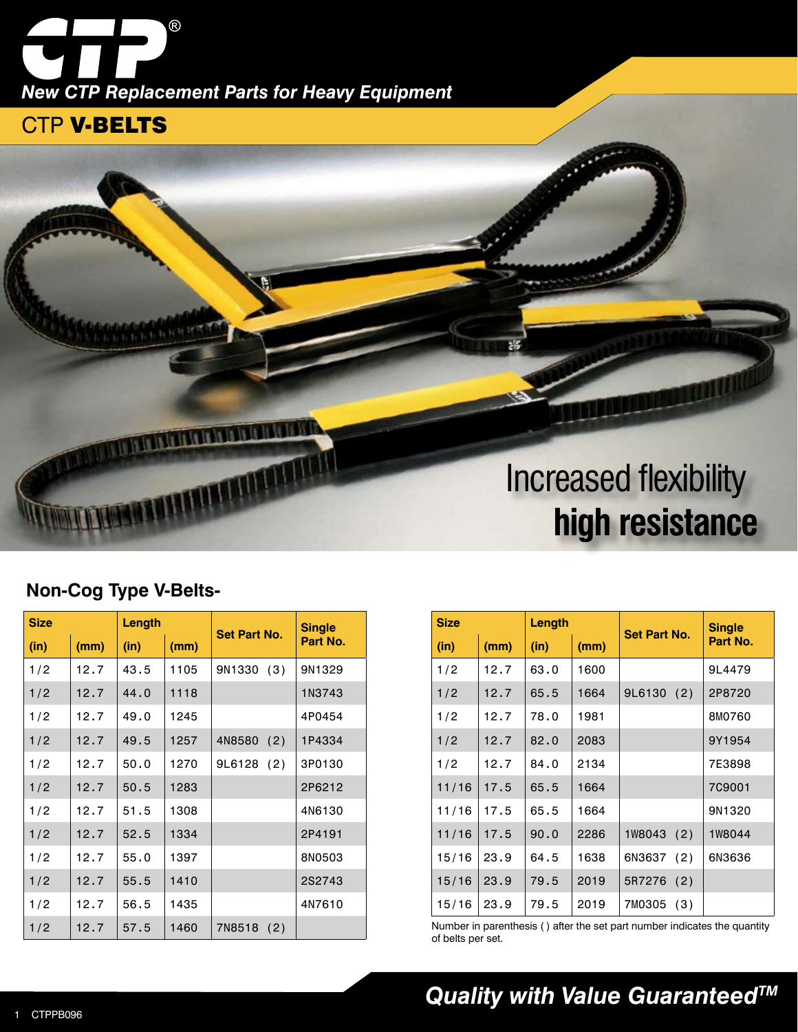# CTP®

*New CTP Replacement Parts for Heavy Equipment*

## CTP **V-BELTS**

Increased flexibility
**high resistance**

### Non-Cog Type V-Belts-

| Size (in) | Size (mm) | Length (in) | Length (mm) | Set Part No. | Single Part No. |
|---|---|---|---|---|---|
| 1/2 | 12.7 | 43.5 | 1105 | 9N1330 (3) | 9N1329 |
| 1/2 | 12.7 | 44.0 | 1118 | | 1N3743 |
| 1/2 | 12.7 | 49.0 | 1245 | | 4P0454 |
| 1/2 | 12.7 | 49.5 | 1257 | 4N8580 (2) | 1P4334 |
| 1/2 | 12.7 | 50.0 | 1270 | 9L6128 (2) | 3P0130 |
| 1/2 | 12.7 | 50.5 | 1283 | | 2P6212 |
| 1/2 | 12.7 | 51.5 | 1308 | | 4N6130 |
| 1/2 | 12.7 | 52.5 | 1334 | | 2P4191 |
| 1/2 | 12.7 | 55.0 | 1397 | | 8N0503 |
| 1/2 | 12.7 | 55.5 | 1410 | | 2S2743 |
| 1/2 | 12.7 | 56.5 | 1435 | | 4N7610 |
| 1/2 | 12.7 | 57.5 | 1460 | 7N8518 (2) | |
| 1/2 | 12.7 | 63.0 | 1600 | | 9L4479 |
| 1/2 | 12.7 | 65.5 | 1664 | 9L6130 (2) | 2P8720 |
| 1/2 | 12.7 | 78.0 | 1981 | | 8M0760 |
| 1/2 | 12.7 | 82.0 | 2083 | | 9Y1954 |
| 1/2 | 12.7 | 84.0 | 2134 | | 7E3898 |
| 11/16 | 17.5 | 65.5 | 1664 | | 7C9001 |
| 11/16 | 17.5 | 65.5 | 1664 | | 9N1320 |
| 11/16 | 17.5 | 90.0 | 2286 | 1W8043 (2) | 1W8044 |
| 15/16 | 23.9 | 64.5 | 1638 | 6N3637 (2) | 6N3636 |
| 15/16 | 23.9 | 79.5 | 2019 | 5R7276 (2) | |
| 15/16 | 23.9 | 79.5 | 2019 | 7M0305 (3) | |

Number in parenthesis ( ) after the set part number indicates the quantity of belts per set.

***Quality with Value Guaranteed™***

CTPPB096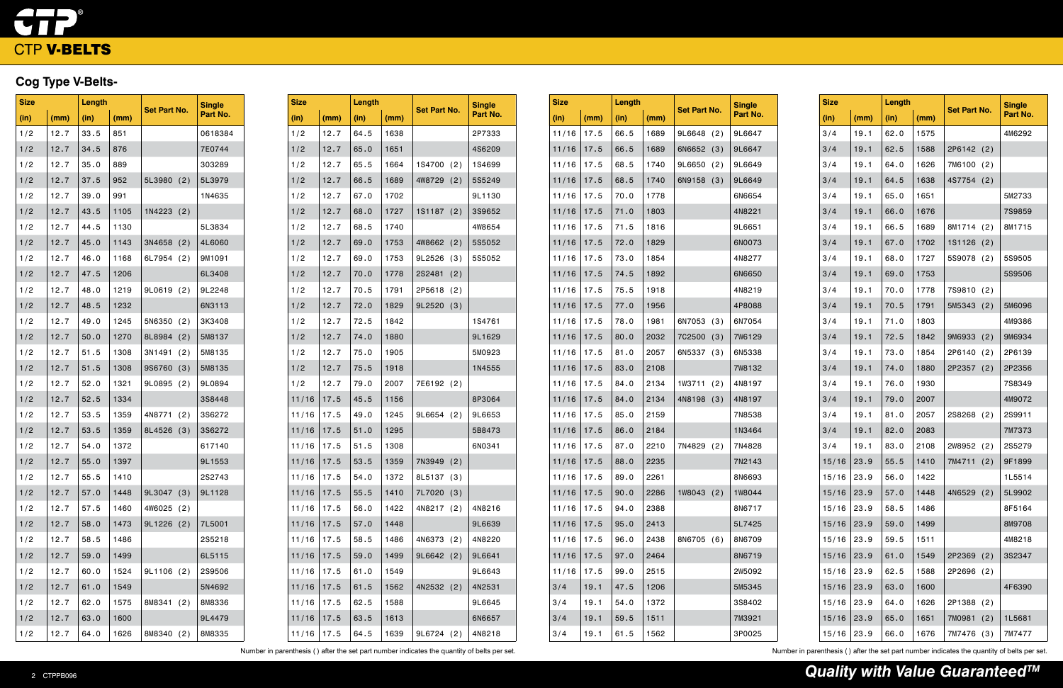## CTP V-BELTS

### Cog Type V-Belts-

| Size | | Length | | Set Part No. | Single Part No. |
|---|---|---|---|---|---|
| (in) | (mm) | (in) | (mm) | | |
| 1/2 | 12.7 | 33.5 | 851 | | 0618384 |
| 1/2 | 12.7 | 34.5 | 876 | | 7E0744 |
| 1/2 | 12.7 | 35.0 | 889 | | 303289 |
| 1/2 | 12.7 | 37.5 | 952 | 5L3980 (2) | 5L3979 |
| 1/2 | 12.7 | 39.0 | 991 | | 1N4635 |
| 1/2 | 12.7 | 43.5 | 1105 | 1N4223 (2) | |
| 1/2 | 12.7 | 44.5 | 1130 | | 5L3834 |
| 1/2 | 12.7 | 45.0 | 1143 | 3N4658 (2) | 4L6060 |
| 1/2 | 12.7 | 46.0 | 1168 | 6L7954 (2) | 9M1091 |
| 1/2 | 12.7 | 47.5 | 1206 | | 6L3408 |
| 1/2 | 12.7 | 48.0 | 1219 | 9L0619 (2) | 9L2248 |
| 1/2 | 12.7 | 48.5 | 1232 | | 6N3113 |
| 1/2 | 12.7 | 49.0 | 1245 | 5N6350 (2) | 3K3408 |
| 1/2 | 12.7 | 50.0 | 1270 | 8L8984 (2) | 5M8137 |
| 1/2 | 12.7 | 51.5 | 1308 | 3N1491 (2) | 5M8135 |
| 1/2 | 12.7 | 51.5 | 1308 | 9S6760 (3) | 5M8135 |
| 1/2 | 12.7 | 52.0 | 1321 | 9L0895 (2) | 9L0894 |
| 1/2 | 12.7 | 52.5 | 1334 | | 3S8448 |
| 1/2 | 12.7 | 53.5 | 1359 | 4N8771 (2) | 3S6272 |
| 1/2 | 12.7 | 53.5 | 1359 | 8L4526 (3) | 3S6272 |
| 1/2 | 12.7 | 54.0 | 1372 | | 617140 |
| 1/2 | 12.7 | 55.0 | 1397 | | 9L1553 |
| 1/2 | 12.7 | 55.5 | 1410 | | 2S2743 |
| 1/2 | 12.7 | 57.0 | 1448 | 9L3047 (3) | 9L1128 |
| 1/2 | 12.7 | 57.5 | 1460 | 4W6025 (2) | |
| 1/2 | 12.7 | 58.0 | 1473 | 9L1226 (2) | 7L5001 |
| 1/2 | 12.7 | 58.5 | 1486 | | 2S5218 |
| 1/2 | 12.7 | 59.0 | 1499 | | 6L5115 |
| 1/2 | 12.7 | 60.0 | 1524 | 9L1106 (2) | 2S9506 |
| 1/2 | 12.7 | 61.0 | 1549 | | 5N4692 |
| 1/2 | 12.7 | 62.0 | 1575 | 8M8341 (2) | 8M8336 |
| 1/2 | 12.7 | 63.0 | 1600 | | 9L4479 |
| 1/2 | 12.7 | 64.0 | 1626 | 8M8340 (2) | 8M8335 |
| 1/2 | 12.7 | 64.5 | 1638 | | 2P7333 |
| 1/2 | 12.7 | 65.0 | 1651 | | 4S6209 |
| 1/2 | 12.7 | 65.5 | 1664 | 1S4700 (2) | 1S4699 |
| 1/2 | 12.7 | 66.5 | 1689 | 4W8729 (2) | 5S5249 |
| 1/2 | 12.7 | 67.0 | 1702 | | 9L1130 |
| 1/2 | 12.7 | 68.0 | 1727 | 1S1187 (2) | 3S9652 |
| 1/2 | 12.7 | 68.5 | 1740 | | 4W8654 |
| 1/2 | 12.7 | 69.0 | 1753 | 4W8662 (2) | 5S5052 |
| 1/2 | 12.7 | 69.0 | 1753 | 9L2526 (3) | 5S5052 |
| 1/2 | 12.7 | 70.0 | 1778 | 2S2481 (2) | |
| 1/2 | 12.7 | 70.5 | 1791 | 2P5618 (2) | |
| 1/2 | 12.7 | 72.0 | 1829 | 9L2520 (3) | |
| 1/2 | 12.7 | 72.5 | 1842 | | 1S4761 |
| 1/2 | 12.7 | 74.0 | 1880 | | 9L1629 |
| 1/2 | 12.7 | 75.0 | 1905 | | 5M0923 |
| 1/2 | 12.7 | 75.5 | 1918 | | 1N4555 |
| 1/2 | 12.7 | 79.0 | 2007 | 7E6192 (2) | |
| 11/16 | 17.5 | 45.5 | 1156 | | 8P3064 |
| 11/16 | 17.5 | 49.0 | 1245 | 9L6654 (2) | 9L6653 |
| 11/16 | 17.5 | 51.0 | 1295 | | 5B8473 |
| 11/16 | 17.5 | 51.5 | 1308 | | 6N0341 |
| 11/16 | 17.5 | 53.5 | 1359 | 7N3949 (2) | |
| 11/16 | 17.5 | 54.0 | 1372 | 8L5137 (3) | |
| 11/16 | 17.5 | 55.5 | 1410 | 7L7020 (3) | |
| 11/16 | 17.5 | 56.0 | 1422 | 4N8217 (2) | 4N8216 |
| 11/16 | 17.5 | 57.0 | 1448 | | 9L6639 |
| 11/16 | 17.5 | 58.5 | 1486 | 4N6373 (2) | 4N8220 |
| 11/16 | 17.5 | 59.0 | 1499 | 9L6642 (2) | 9L6641 |
| 11/16 | 17.5 | 61.0 | 1549 | | 9L6643 |
| 11/16 | 17.5 | 61.5 | 1562 | 4N2532 (2) | 4N2531 |
| 11/16 | 17.5 | 62.5 | 1588 | | 9L6645 |
| 11/16 | 17.5 | 63.5 | 1613 | | 6N6657 |
| 11/16 | 17.5 | 64.5 | 1639 | 9L6724 (2) | 4N8218 |
| 11/16 | 17.5 | 66.5 | 1689 | 9L6648 (2) | 9L6647 |
| 11/16 | 17.5 | 66.5 | 1689 | 6N6652 (3) | 9L6647 |
| 11/16 | 17.5 | 68.5 | 1740 | 9L6650 (2) | 9L6649 |
| 11/16 | 17.5 | 68.5 | 1740 | 6N9158 (3) | 9L6649 |
| 11/16 | 17.5 | 70.0 | 1778 | | 6N6654 |
| 11/16 | 17.5 | 71.0 | 1803 | | 4N8221 |
| 11/16 | 17.5 | 71.5 | 1816 | | 9L6651 |
| 11/16 | 17.5 | 72.0 | 1829 | | 6N0073 |
| 11/16 | 17.5 | 73.0 | 1854 | | 4N8277 |
| 11/16 | 17.5 | 74.5 | 1892 | | 6N6650 |
| 11/16 | 17.5 | 75.5 | 1918 | | 4N8219 |
| 11/16 | 17.5 | 77.0 | 1956 | | 4P8088 |
| 11/16 | 17.5 | 78.0 | 1981 | 6N7053 (3) | 6N7054 |
| 11/16 | 17.5 | 80.0 | 2032 | 7C2500 (3) | 7W6129 |
| 11/16 | 17.5 | 81.0 | 2057 | 6N5337 (3) | 6N5338 |
| 11/16 | 17.5 | 83.0 | 2108 | | 7W8132 |
| 11/16 | 17.5 | 84.0 | 2134 | 1W3711 (2) | 4N8197 |
| 11/16 | 17.5 | 84.0 | 2134 | 4N8198 (3) | 4N8197 |
| 11/16 | 17.5 | 85.0 | 2159 | | 7N8538 |
| 11/16 | 17.5 | 86.0 | 2184 | | 1N3464 |
| 11/16 | 17.5 | 87.0 | 2210 | 7N4829 (2) | 7N4828 |
| 11/16 | 17.5 | 88.0 | 2235 | | 7N2143 |
| 11/16 | 17.5 | 89.0 | 2261 | | 8N6693 |
| 11/16 | 17.5 | 90.0 | 2286 | 1W8043 (2) | 1W8044 |
| 11/16 | 17.5 | 94.0 | 2388 | | 8N6717 |
| 11/16 | 17.5 | 95.0 | 2413 | | 5L7425 |
| 11/16 | 17.5 | 96.0 | 2438 | 8N6705 (6) | 8N6709 |
| 11/16 | 17.5 | 97.0 | 2464 | | 8N6719 |
| 11/16 | 17.5 | 99.0 | 2515 | | 2W5092 |
| 3/4 | 19.1 | 47.5 | 1206 | | 5M5345 |
| 3/4 | 19.1 | 54.0 | 1372 | | 3S8402 |
| 3/4 | 19.1 | 59.5 | 1511 | | 7M3921 |
| 3/4 | 19.1 | 61.5 | 1562 | | 3P0025 |
| 3/4 | 19.1 | 62.0 | 1575 | | 4M6292 |
| 3/4 | 19.1 | 62.5 | 1588 | 2P6142 (2) | |
| 3/4 | 19.1 | 64.0 | 1626 | 7M6100 (2) | |
| 3/4 | 19.1 | 64.5 | 1638 | 4S7754 (2) | |
| 3/4 | 19.1 | 65.0 | 1651 | | 5M2733 |
| 3/4 | 19.1 | 66.0 | 1676 | | 7S9859 |
| 3/4 | 19.1 | 66.5 | 1689 | 8M1714 (2) | 8M1715 |
| 3/4 | 19.1 | 67.0 | 1702 | 1S1126 (2) | |
| 3/4 | 19.1 | 68.0 | 1727 | 5S9078 (2) | 5S9505 |
| 3/4 | 19.1 | 69.0 | 1753 | | 5S9506 |
| 3/4 | 19.1 | 70.0 | 1778 | 7S9810 (2) | |
| 3/4 | 19.1 | 70.5 | 1791 | 5M5343 (2) | 5M6096 |
| 3/4 | 19.1 | 71.0 | 1803 | | 4M9386 |
| 3/4 | 19.1 | 72.5 | 1842 | 9M6933 (2) | 9M6934 |
| 3/4 | 19.1 | 73.0 | 1854 | 2P6140 (2) | 2P6139 |
| 3/4 | 19.1 | 74.0 | 1880 | 2P2357 (2) | 2P2356 |
| 3/4 | 19.1 | 76.0 | 1930 | | 7S8349 |
| 3/4 | 19.1 | 79.0 | 2007 | | 4M9072 |
| 3/4 | 19.1 | 81.0 | 2057 | 2S8268 (2) | 2S9911 |
| 3/4 | 19.1 | 82.0 | 2083 | | 7M7373 |
| 3/4 | 19.1 | 83.0 | 2108 | 2W8952 (2) | 2S5279 |
| 15/16 | 23.9 | 55.5 | 1410 | 7M4711 (2) | 9F1899 |
| 15/16 | 23.9 | 56.0 | 1422 | | 1L5514 |
| 15/16 | 23.9 | 57.0 | 1448 | 4N6529 (2) | 5L9902 |
| 15/16 | 23.9 | 58.5 | 1486 | | 8F5164 |
| 15/16 | 23.9 | 59.0 | 1499 | | 8M9708 |
| 15/16 | 23.9 | 59.5 | 1511 | | 4M8218 |
| 15/16 | 23.9 | 61.0 | 1549 | 2P2369 (2) | 3S2347 |
| 15/16 | 23.9 | 62.5 | 1588 | 2P2696 (2) | |
| 15/16 | 23.9 | 63.0 | 1600 | | 4F6390 |
| 15/16 | 23.9 | 64.0 | 1626 | 2P1388 (2) | |
| 15/16 | 23.9 | 65.0 | 1651 | 7M0981 (2) | 1L5681 |
| 15/16 | 23.9 | 66.0 | 1676 | 7M7476 (3) | 7M7477 |

Number in parenthesis ( ) after the set part number indicates the quantity of belts per set.

***Quality with Value Guaranteed™***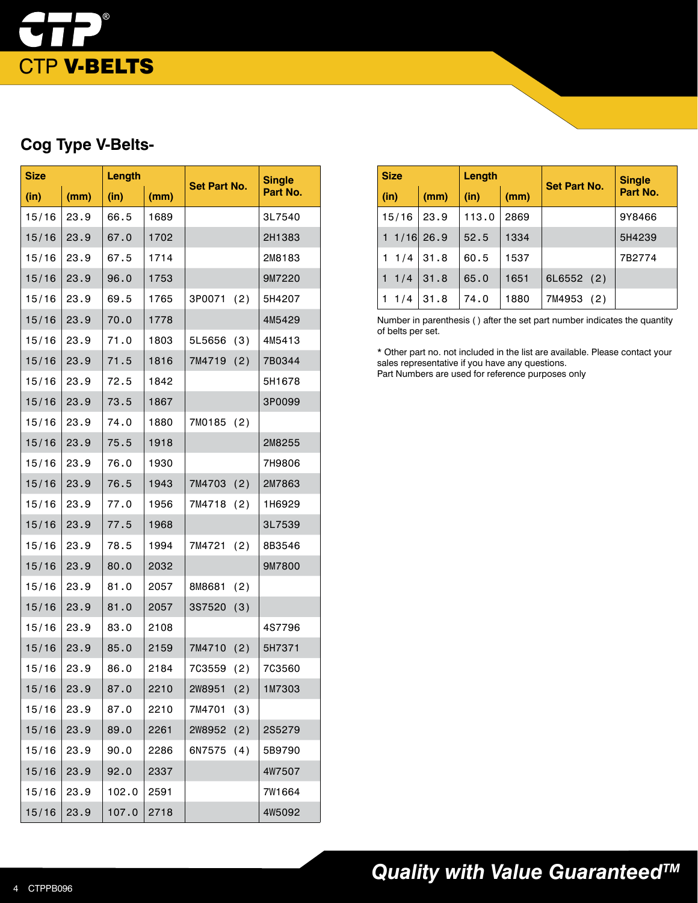## CTP V-BELTS

### Cog Type V-Belts-

| Size | | Length | | Set Part No. | Single Part No. |
|---|---|---|---|---|---|
| (in) | (mm) | (in) | (mm) | | |
| 15/16 | 23.9 | 66.5 | 1689 | | 3L7540 |
| 15/16 | 23.9 | 67.0 | 1702 | | 2H1383 |
| 15/16 | 23.9 | 67.5 | 1714 | | 2M8183 |
| 15/16 | 23.9 | 96.0 | 1753 | | 9M7220 |
| 15/16 | 23.9 | 69.5 | 1765 | 3P0071 (2) | 5H4207 |
| 15/16 | 23.9 | 70.0 | 1778 | | 4M5429 |
| 15/16 | 23.9 | 71.0 | 1803 | 5L5656 (3) | 4M5413 |
| 15/16 | 23.9 | 71.5 | 1816 | 7M4719 (2) | 7B0344 |
| 15/16 | 23.9 | 72.5 | 1842 | | 5H1678 |
| 15/16 | 23.9 | 73.5 | 1867 | | 3P0099 |
| 15/16 | 23.9 | 74.0 | 1880 | 7M0185 (2) | |
| 15/16 | 23.9 | 75.5 | 1918 | | 2M8255 |
| 15/16 | 23.9 | 76.0 | 1930 | | 7H9806 |
| 15/16 | 23.9 | 76.5 | 1943 | 7M4703 (2) | 2M7863 |
| 15/16 | 23.9 | 77.0 | 1956 | 7M4718 (2) | 1H6929 |
| 15/16 | 23.9 | 77.5 | 1968 | | 3L7539 |
| 15/16 | 23.9 | 78.5 | 1994 | 7M4721 (2) | 8B3546 |
| 15/16 | 23.9 | 80.0 | 2032 | | 9M7800 |
| 15/16 | 23.9 | 81.0 | 2057 | 8M8681 (2) | |
| 15/16 | 23.9 | 81.0 | 2057 | 3S7520 (3) | |
| 15/16 | 23.9 | 83.0 | 2108 | | 4S7796 |
| 15/16 | 23.9 | 85.0 | 2159 | 7M4710 (2) | 5H7371 |
| 15/16 | 23.9 | 86.0 | 2184 | 7C3559 (2) | 7C3560 |
| 15/16 | 23.9 | 87.0 | 2210 | 2W8951 (2) | 1M7303 |
| 15/16 | 23.9 | 87.0 | 2210 | 7M4701 (3) | |
| 15/16 | 23.9 | 89.0 | 2261 | 2W8952 (2) | 2S5279 |
| 15/16 | 23.9 | 90.0 | 2286 | 6N7575 (4) | 5B9790 |
| 15/16 | 23.9 | 92.0 | 2337 | | 4W7507 |
| 15/16 | 23.9 | 102.0 | 2591 | | 7W1664 |
| 15/16 | 23.9 | 107.0 | 2718 | | 4W5092 |
| 15/16 | 23.9 | 113.0 | 2869 | | 9Y8466 |
| 1 1/16 | 26.9 | 52.5 | 1334 | | 5H4239 |
| 1 1/4 | 31.8 | 60.5 | 1537 | | 7B2774 |
| 1 1/4 | 31.8 | 65.0 | 1651 | 6L6552 (2) | |
| 1 1/4 | 31.8 | 74.0 | 1880 | 7M4953 (2) | |

Number in parenthesis ( ) after the set part number indicates the quantity of belts per set.

* Other part no. not included in the list are available. Please contact your sales representative if you have any questions.
Part Numbers are used for reference purposes only

*Quality with Value Guaranteed™*